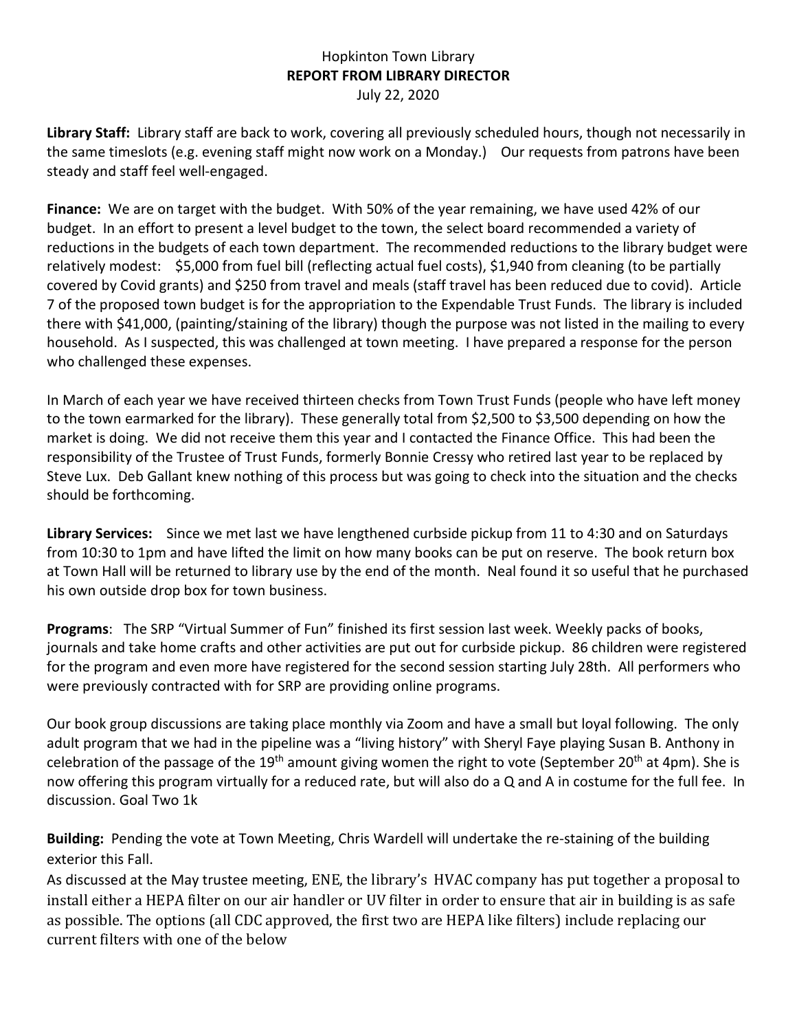Hopkinton Town Library
**REPORT FROM LIBRARY DIRECTOR**
July 22, 2020

**Library Staff:** Library staff are back to work, covering all previously scheduled hours, though not necessarily in the same timeslots (e.g. evening staff might now work on a Monday.) Our requests from patrons have been steady and staff feel well-engaged.

**Finance:** We are on target with the budget. With 50% of the year remaining, we have used 42% of our budget. In an effort to present a level budget to the town, the select board recommended a variety of reductions in the budgets of each town department. The recommended reductions to the library budget were relatively modest: $5,000 from fuel bill (reflecting actual fuel costs), $1,940 from cleaning (to be partially covered by Covid grants) and $250 from travel and meals (staff travel has been reduced due to covid). Article 7 of the proposed town budget is for the appropriation to the Expendable Trust Funds. The library is included there with $41,000, (painting/staining of the library) though the purpose was not listed in the mailing to every household. As I suspected, this was challenged at town meeting. I have prepared a response for the person who challenged these expenses.

In March of each year we have received thirteen checks from Town Trust Funds (people who have left money to the town earmarked for the library). These generally total from $2,500 to $3,500 depending on how the market is doing. We did not receive them this year and I contacted the Finance Office. This had been the responsibility of the Trustee of Trust Funds, formerly Bonnie Cressy who retired last year to be replaced by Steve Lux. Deb Gallant knew nothing of this process but was going to check into the situation and the checks should be forthcoming.

**Library Services:** Since we met last we have lengthened curbside pickup from 11 to 4:30 and on Saturdays from 10:30 to 1pm and have lifted the limit on how many books can be put on reserve. The book return box at Town Hall will be returned to library use by the end of the month. Neal found it so useful that he purchased his own outside drop box for town business.

**Programs**: The SRP "Virtual Summer of Fun" finished its first session last week. Weekly packs of books, journals and take home crafts and other activities are put out for curbside pickup. 86 children were registered for the program and even more have registered for the second session starting July 28th. All performers who were previously contracted with for SRP are providing online programs.

Our book group discussions are taking place monthly via Zoom and have a small but loyal following. The only adult program that we had in the pipeline was a "living history" with Sheryl Faye playing Susan B. Anthony in celebration of the passage of the 19th amount giving women the right to vote (September 20th at 4pm). She is now offering this program virtually for a reduced rate, but will also do a Q and A in costume for the full fee. In discussion. Goal Two 1k

**Building:** Pending the vote at Town Meeting, Chris Wardell will undertake the re-staining of the building exterior this Fall.

As discussed at the May trustee meeting, ENE, the library's HVAC company has put together a proposal to install either a HEPA filter on our air handler or UV filter in order to ensure that air in building is as safe as possible. The options (all CDC approved, the first two are HEPA like filters) include replacing our current filters with one of the below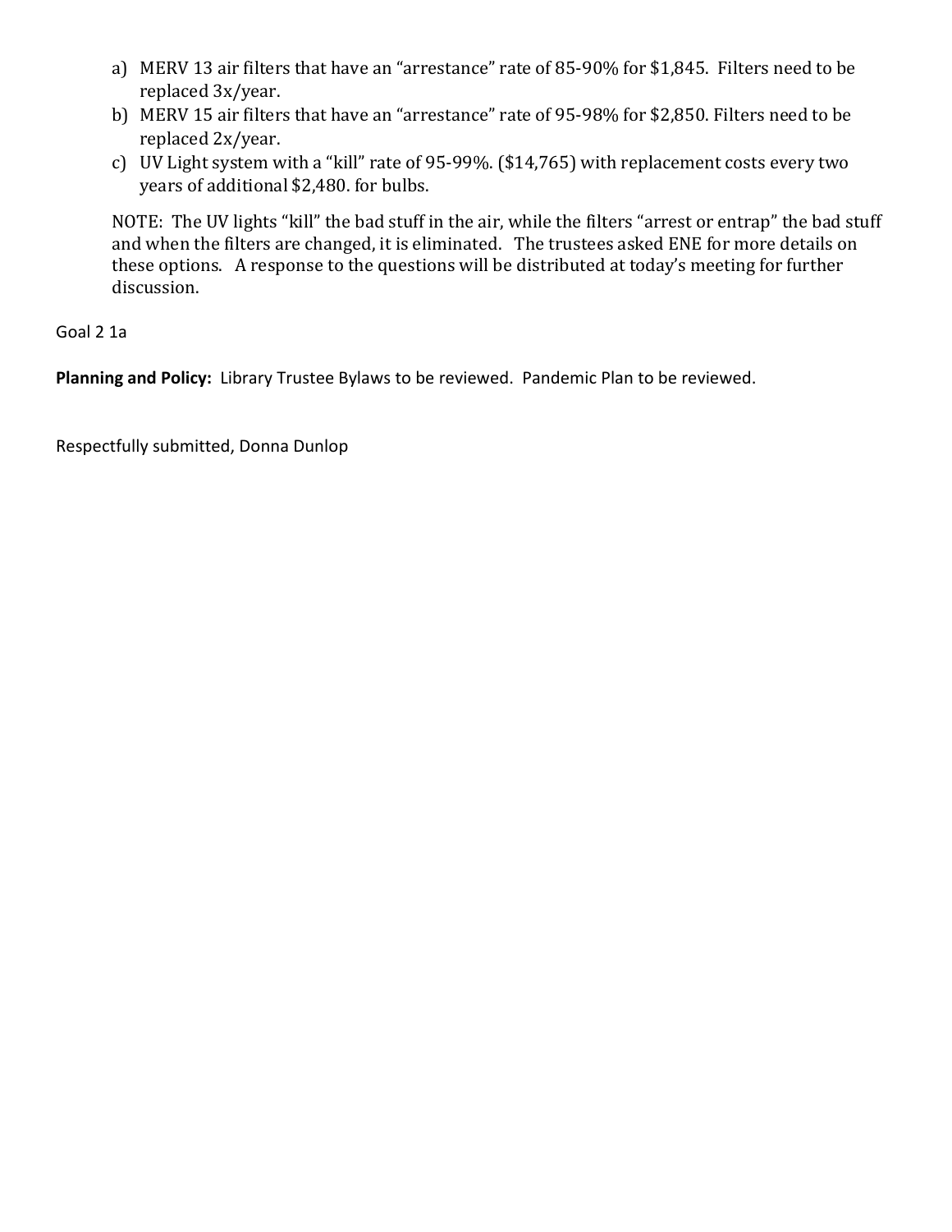a) MERV 13 air filters that have an "arrestance" rate of 85-90% for $1,845. Filters need to be replaced 3x/year.
b) MERV 15 air filters that have an "arrestance" rate of 95-98% for $2,850. Filters need to be replaced 2x/year.
c) UV Light system with a "kill" rate of 95-99%. ($14,765) with replacement costs every two years of additional $2,480. for bulbs.

NOTE: The UV lights "kill" the bad stuff in the air, while the filters "arrest or entrap" the bad stuff and when the filters are changed, it is eliminated. The trustees asked ENE for more details on these options. A response to the questions will be distributed at today's meeting for further discussion.

Goal 2 1a

**Planning and Policy:** Library Trustee Bylaws to be reviewed. Pandemic Plan to be reviewed.

Respectfully submitted, Donna Dunlop